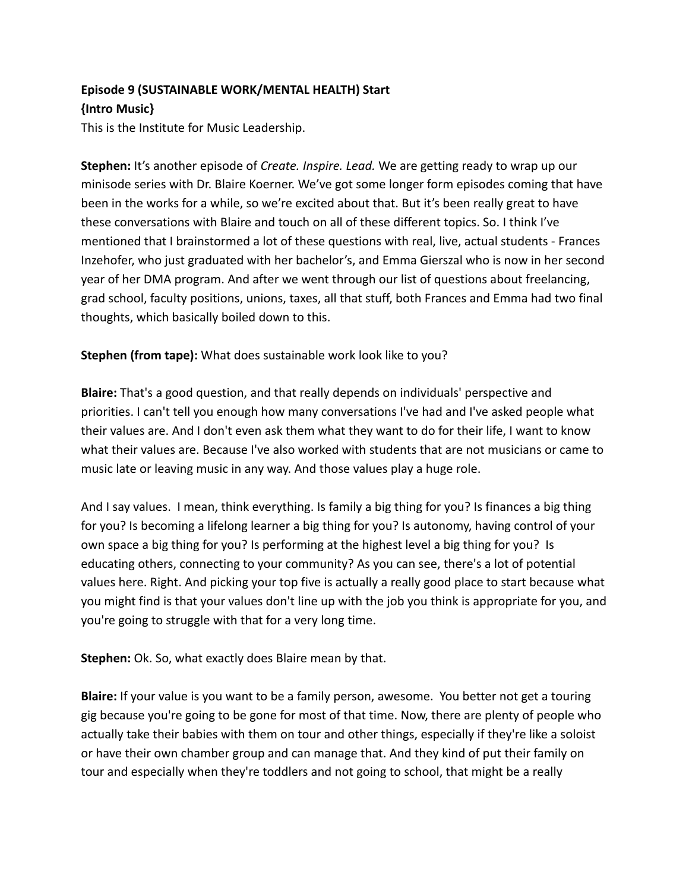**Episode 9 (SUSTAINABLE WORK/MENTAL HEALTH) Start**
**{Intro Music}**
This is the Institute for Music Leadership.

**Stephen:** It's another episode of *Create. Inspire. Lead.* We are getting ready to wrap up our minisode series with Dr. Blaire Koerner. We've got some longer form episodes coming that have been in the works for a while, so we're excited about that. But it's been really great to have these conversations with Blaire and touch on all of these different topics. So. I think I've mentioned that I brainstormed a lot of these questions with real, live, actual students - Frances Inzehofer, who just graduated with her bachelor's, and Emma Gierszal who is now in her second year of her DMA program. And after we went through our list of questions about freelancing, grad school, faculty positions, unions, taxes, all that stuff, both Frances and Emma had two final thoughts, which basically boiled down to this.

**Stephen (from tape):** What does sustainable work look like to you?

**Blaire:** That's a good question, and that really depends on individuals' perspective and priorities. I can't tell you enough how many conversations I've had and I've asked people what their values are. And I don't even ask them what they want to do for their life, I want to know what their values are. Because I've also worked with students that are not musicians or came to music late or leaving music in any way. And those values play a huge role.

And I say values. I mean, think everything. Is family a big thing for you? Is finances a big thing for you? Is becoming a lifelong learner a big thing for you? Is autonomy, having control of your own space a big thing for you? Is performing at the highest level a big thing for you? Is educating others, connecting to your community? As you can see, there's a lot of potential values here. Right. And picking your top five is actually a really good place to start because what you might find is that your values don't line up with the job you think is appropriate for you, and you're going to struggle with that for a very long time.

**Stephen:** Ok. So, what exactly does Blaire mean by that.

**Blaire:** If your value is you want to be a family person, awesome. You better not get a touring gig because you're going to be gone for most of that time. Now, there are plenty of people who actually take their babies with them on tour and other things, especially if they're like a soloist or have their own chamber group and can manage that. And they kind of put their family on tour and especially when they're toddlers and not going to school, that might be a really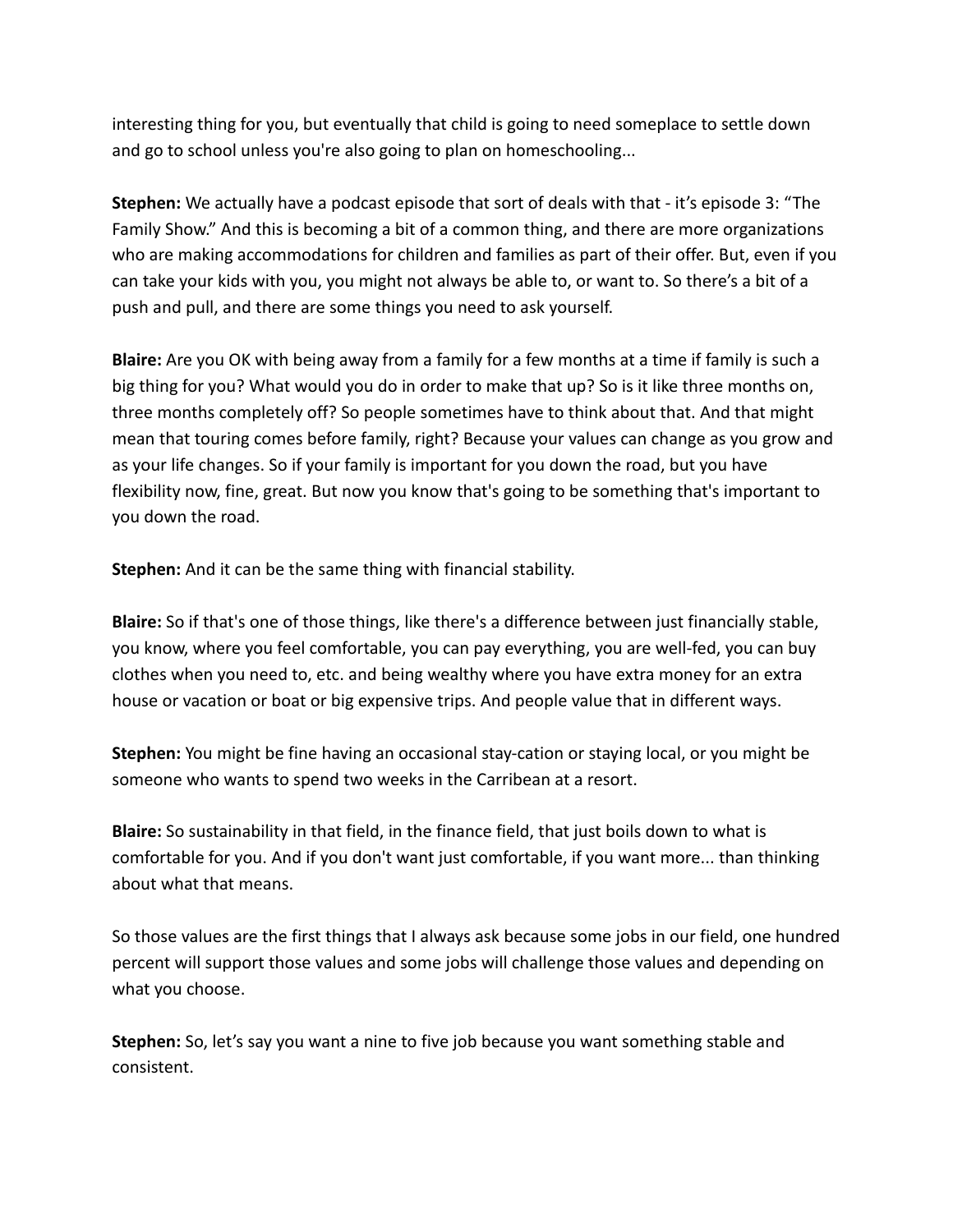interesting thing for you, but eventually that child is going to need someplace to settle down and go to school unless you're also going to plan on homeschooling...

**Stephen:** We actually have a podcast episode that sort of deals with that - it's episode 3: "The Family Show." And this is becoming a bit of a common thing, and there are more organizations who are making accommodations for children and families as part of their offer. But, even if you can take your kids with you, you might not always be able to, or want to. So there's a bit of a push and pull, and there are some things you need to ask yourself.

**Blaire:** Are you OK with being away from a family for a few months at a time if family is such a big thing for you? What would you do in order to make that up? So is it like three months on, three months completely off? So people sometimes have to think about that. And that might mean that touring comes before family, right? Because your values can change as you grow and as your life changes. So if your family is important for you down the road, but you have flexibility now, fine, great. But now you know that's going to be something that's important to you down the road.

**Stephen:** And it can be the same thing with financial stability.

**Blaire:** So if that's one of those things, like there's a difference between just financially stable, you know, where you feel comfortable, you can pay everything, you are well-fed, you can buy clothes when you need to, etc. and being wealthy where you have extra money for an extra house or vacation or boat or big expensive trips. And people value that in different ways.

**Stephen:** You might be fine having an occasional stay-cation or staying local, or you might be someone who wants to spend two weeks in the Carribean at a resort.

**Blaire:** So sustainability in that field, in the finance field, that just boils down to what is comfortable for you. And if you don't want just comfortable, if you want more... than thinking about what that means.

So those values are the first things that I always ask because some jobs in our field, one hundred percent will support those values and some jobs will challenge those values and depending on what you choose.

**Stephen:** So, let's say you want a nine to five job because you want something stable and consistent.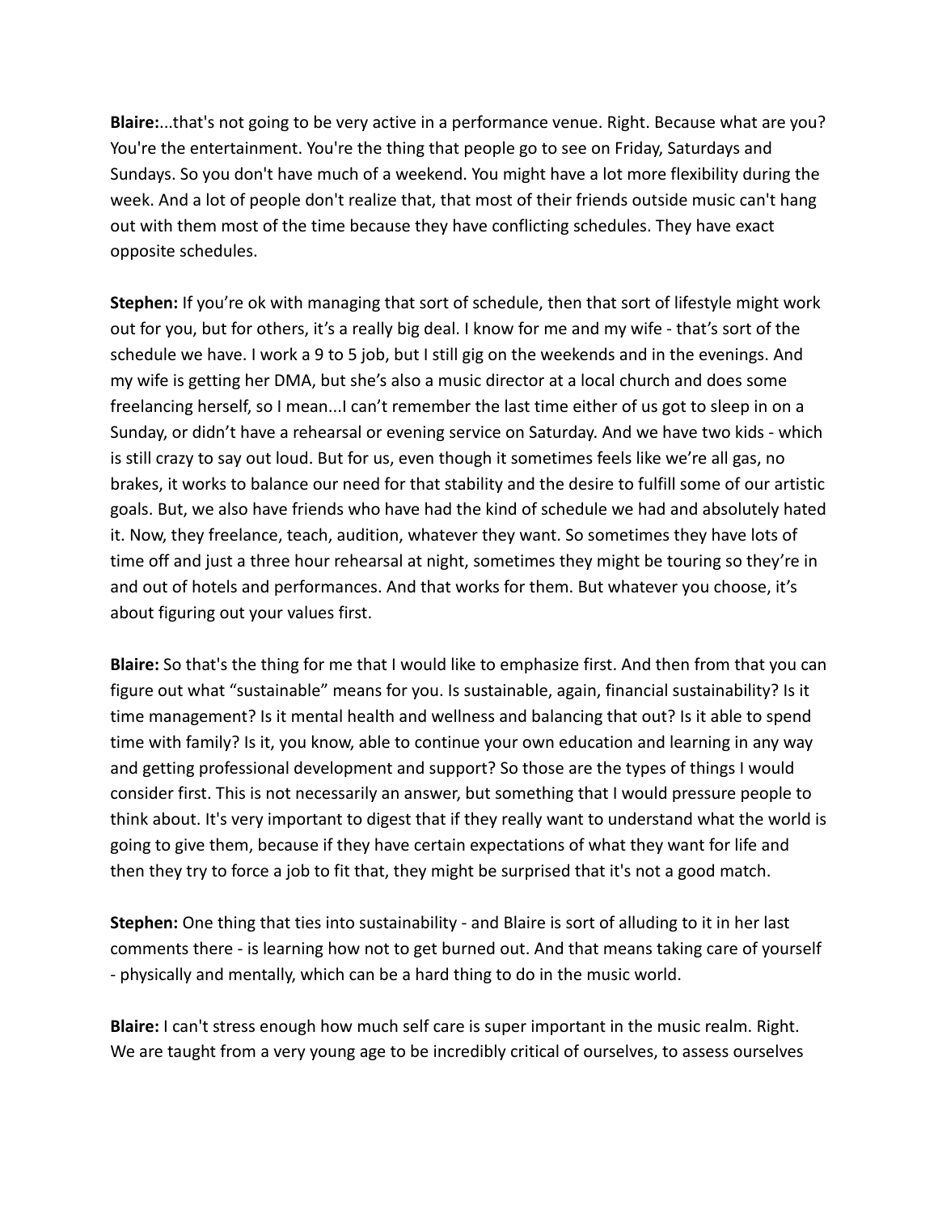**Blaire:**...that's not going to be very active in a performance venue. Right. Because what are you? You're the entertainment. You're the thing that people go to see on Friday, Saturdays and Sundays. So you don't have much of a weekend. You might have a lot more flexibility during the week. And a lot of people don't realize that, that most of their friends outside music can't hang out with them most of the time because they have conflicting schedules. They have exact opposite schedules.

**Stephen:** If you're ok with managing that sort of schedule, then that sort of lifestyle might work out for you, but for others, it's a really big deal. I know for me and my wife - that's sort of the schedule we have. I work a 9 to 5 job, but I still gig on the weekends and in the evenings. And my wife is getting her DMA, but she's also a music director at a local church and does some freelancing herself, so I mean...I can't remember the last time either of us got to sleep in on a Sunday, or didn't have a rehearsal or evening service on Saturday. And we have two kids - which is still crazy to say out loud. But for us, even though it sometimes feels like we're all gas, no brakes, it works to balance our need for that stability and the desire to fulfill some of our artistic goals. But, we also have friends who have had the kind of schedule we had and absolutely hated it. Now, they freelance, teach, audition, whatever they want. So sometimes they have lots of time off and just a three hour rehearsal at night, sometimes they might be touring so they're in and out of hotels and performances. And that works for them. But whatever you choose, it's about figuring out your values first.

**Blaire:** So that's the thing for me that I would like to emphasize first. And then from that you can figure out what "sustainable" means for you. Is sustainable, again, financial sustainability? Is it time management? Is it mental health and wellness and balancing that out? Is it able to spend time with family? Is it, you know, able to continue your own education and learning in any way and getting professional development and support? So those are the types of things I would consider first. This is not necessarily an answer, but something that I would pressure people to think about. It's very important to digest that if they really want to understand what the world is going to give them, because if they have certain expectations of what they want for life and then they try to force a job to fit that, they might be surprised that it's not a good match.

**Stephen:** One thing that ties into sustainability - and Blaire is sort of alluding to it in her last comments there - is learning how not to get burned out. And that means taking care of yourself - physically and mentally, which can be a hard thing to do in the music world.

**Blaire:** I can't stress enough how much self care is super important in the music realm. Right. We are taught from a very young age to be incredibly critical of ourselves, to assess ourselves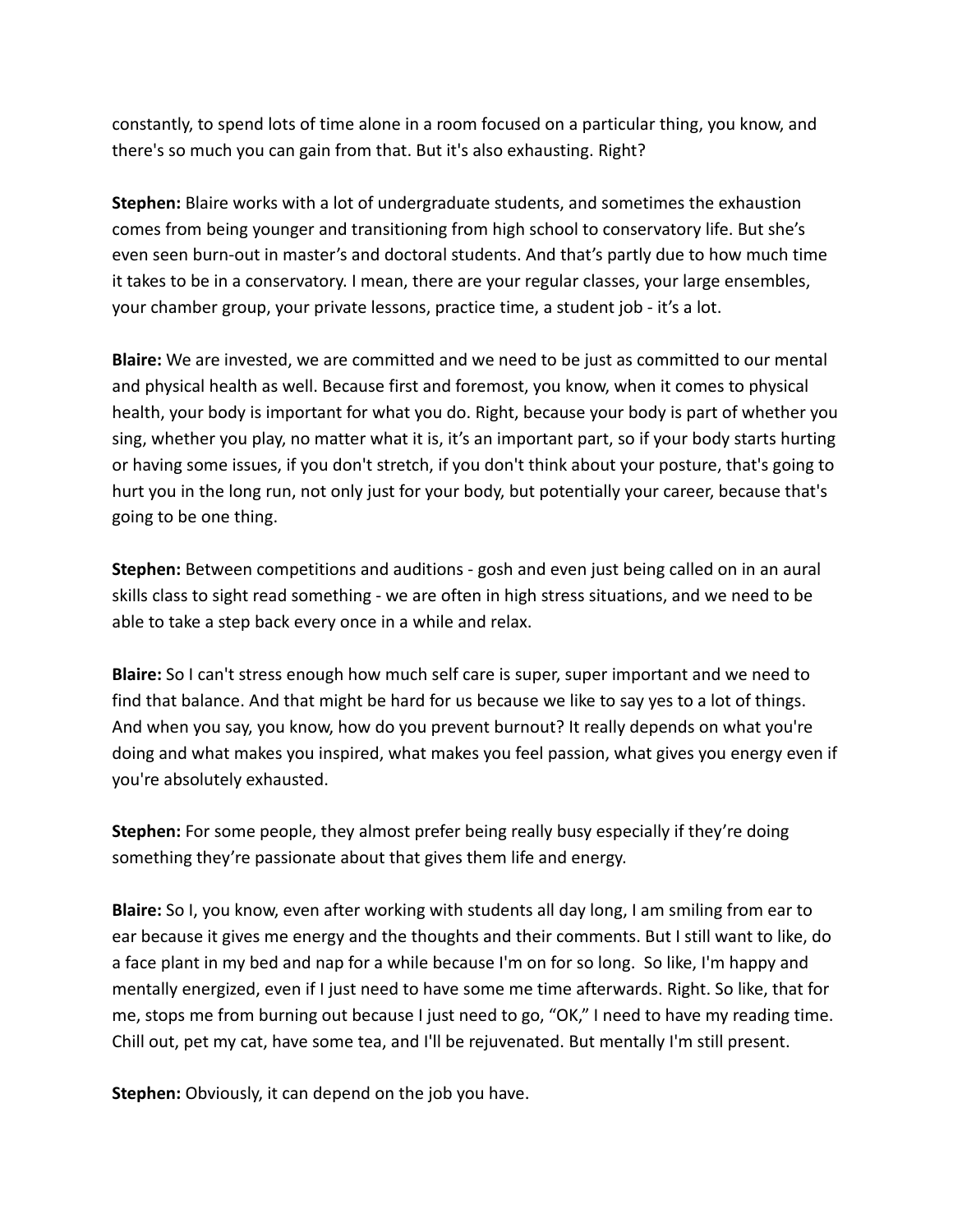constantly, to spend lots of time alone in a room focused on a particular thing, you know, and there's so much you can gain from that. But it's also exhausting. Right?

**Stephen:** Blaire works with a lot of undergraduate students, and sometimes the exhaustion comes from being younger and transitioning from high school to conservatory life. But she's even seen burn-out in master's and doctoral students. And that's partly due to how much time it takes to be in a conservatory. I mean, there are your regular classes, your large ensembles, your chamber group, your private lessons, practice time, a student job - it's a lot.

**Blaire:** We are invested, we are committed and we need to be just as committed to our mental and physical health as well. Because first and foremost, you know, when it comes to physical health, your body is important for what you do. Right, because your body is part of whether you sing, whether you play, no matter what it is, it's an important part, so if your body starts hurting or having some issues, if you don't stretch, if you don't think about your posture, that's going to hurt you in the long run, not only just for your body, but potentially your career, because that's going to be one thing.

**Stephen:** Between competitions and auditions - gosh and even just being called on in an aural skills class to sight read something - we are often in high stress situations, and we need to be able to take a step back every once in a while and relax.

**Blaire:** So I can't stress enough how much self care is super, super important and we need to find that balance. And that might be hard for us because we like to say yes to a lot of things. And when you say, you know, how do you prevent burnout? It really depends on what you're doing and what makes you inspired, what makes you feel passion, what gives you energy even if you're absolutely exhausted.

**Stephen:** For some people, they almost prefer being really busy especially if they're doing something they're passionate about that gives them life and energy.

**Blaire:** So I, you know, even after working with students all day long, I am smiling from ear to ear because it gives me energy and the thoughts and their comments. But I still want to like, do a face plant in my bed and nap for a while because I'm on for so long. So like, I'm happy and mentally energized, even if I just need to have some me time afterwards. Right. So like, that for me, stops me from burning out because I just need to go, "OK," I need to have my reading time. Chill out, pet my cat, have some tea, and I'll be rejuvenated. But mentally I'm still present.

**Stephen:** Obviously, it can depend on the job you have.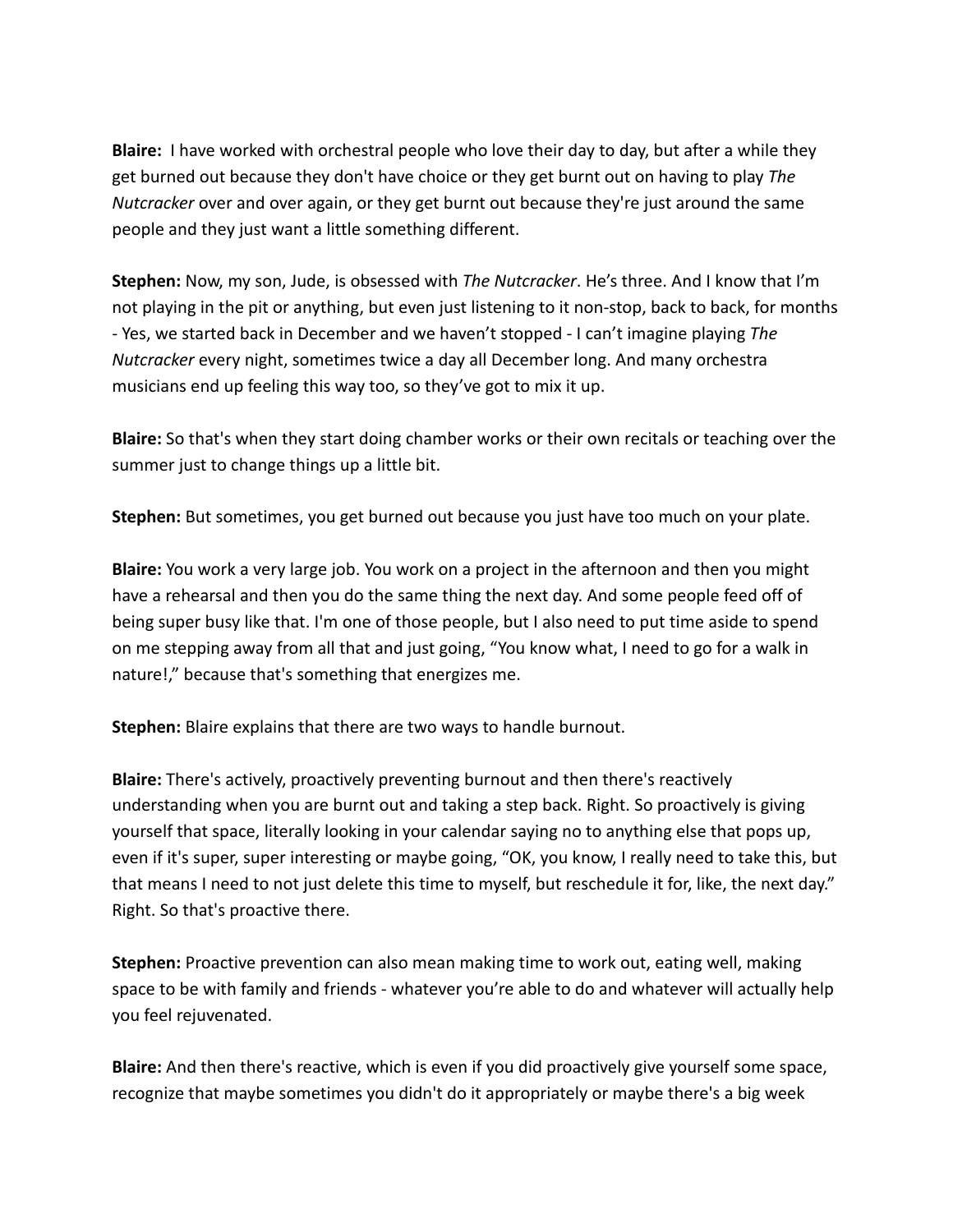**Blaire:** I have worked with orchestral people who love their day to day, but after a while they get burned out because they don't have choice or they get burnt out on having to play *The Nutcracker* over and over again, or they get burnt out because they're just around the same people and they just want a little something different.

**Stephen:** Now, my son, Jude, is obsessed with *The Nutcracker*. He's three. And I know that I'm not playing in the pit or anything, but even just listening to it non-stop, back to back, for months - Yes, we started back in December and we haven't stopped - I can't imagine playing *The Nutcracker* every night, sometimes twice a day all December long. And many orchestra musicians end up feeling this way too, so they've got to mix it up.

**Blaire:** So that's when they start doing chamber works or their own recitals or teaching over the summer just to change things up a little bit.

**Stephen:** But sometimes, you get burned out because you just have too much on your plate.

**Blaire:** You work a very large job. You work on a project in the afternoon and then you might have a rehearsal and then you do the same thing the next day. And some people feed off of being super busy like that. I'm one of those people, but I also need to put time aside to spend on me stepping away from all that and just going, "You know what, I need to go for a walk in nature!," because that's something that energizes me.

**Stephen:** Blaire explains that there are two ways to handle burnout.

**Blaire:** There's actively, proactively preventing burnout and then there's reactively understanding when you are burnt out and taking a step back. Right. So proactively is giving yourself that space, literally looking in your calendar saying no to anything else that pops up, even if it's super, super interesting or maybe going, "OK, you know, I really need to take this, but that means I need to not just delete this time to myself, but reschedule it for, like, the next day." Right. So that's proactive there.

**Stephen:** Proactive prevention can also mean making time to work out, eating well, making space to be with family and friends - whatever you're able to do and whatever will actually help you feel rejuvenated.

**Blaire:** And then there's reactive, which is even if you did proactively give yourself some space, recognize that maybe sometimes you didn't do it appropriately or maybe there's a big week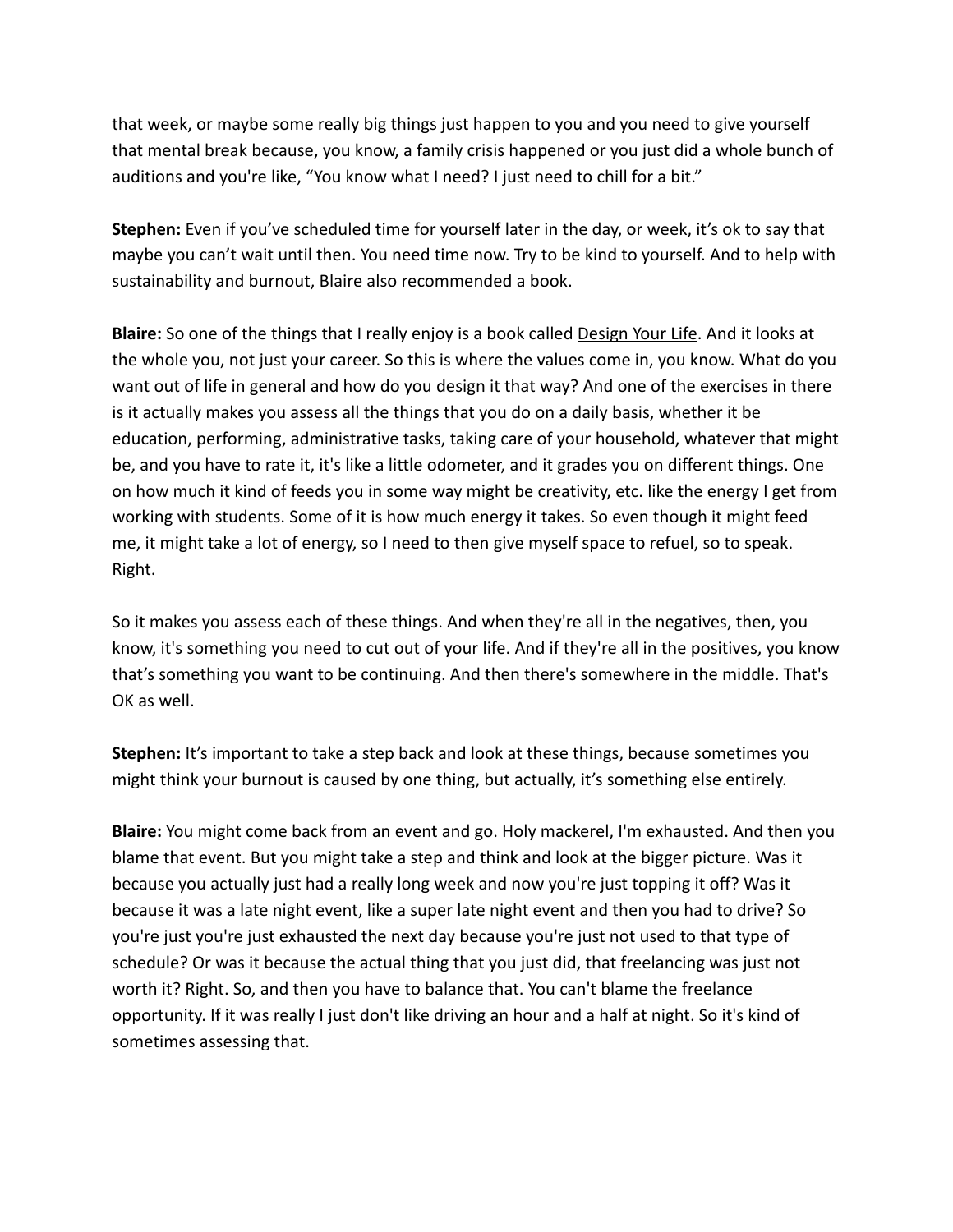that week, or maybe some really big things just happen to you and you need to give yourself that mental break because, you know, a family crisis happened or you just did a whole bunch of auditions and you're like, “You know what I need? I just need to chill for a bit.”

**Stephen:** Even if you've scheduled time for yourself later in the day, or week, it's ok to say that maybe you can't wait until then. You need time now. Try to be kind to yourself. And to help with sustainability and burnout, Blaire also recommended a book.

**Blaire:** So one of the things that I really enjoy is a book called Design Your Life. And it looks at the whole you, not just your career. So this is where the values come in, you know. What do you want out of life in general and how do you design it that way? And one of the exercises in there is it actually makes you assess all the things that you do on a daily basis, whether it be education, performing, administrative tasks, taking care of your household, whatever that might be, and you have to rate it, it's like a little odometer, and it grades you on different things. One on how much it kind of feeds you in some way might be creativity, etc. like the energy I get from working with students. Some of it is how much energy it takes. So even though it might feed me, it might take a lot of energy, so I need to then give myself space to refuel, so to speak. Right.

So it makes you assess each of these things. And when they're all in the negatives, then, you know, it's something you need to cut out of your life. And if they're all in the positives, you know that's something you want to be continuing. And then there's somewhere in the middle. That's OK as well.

**Stephen:** It's important to take a step back and look at these things, because sometimes you might think your burnout is caused by one thing, but actually, it's something else entirely.

**Blaire:** You might come back from an event and go. Holy mackerel, I'm exhausted. And then you blame that event. But you might take a step and think and look at the bigger picture. Was it because you actually just had a really long week and now you're just topping it off? Was it because it was a late night event, like a super late night event and then you had to drive? So you're just you're just exhausted the next day because you're just not used to that type of schedule? Or was it because the actual thing that you just did, that freelancing was just not worth it? Right. So, and then you have to balance that. You can't blame the freelance opportunity. If it was really I just don't like driving an hour and a half at night. So it's kind of sometimes assessing that.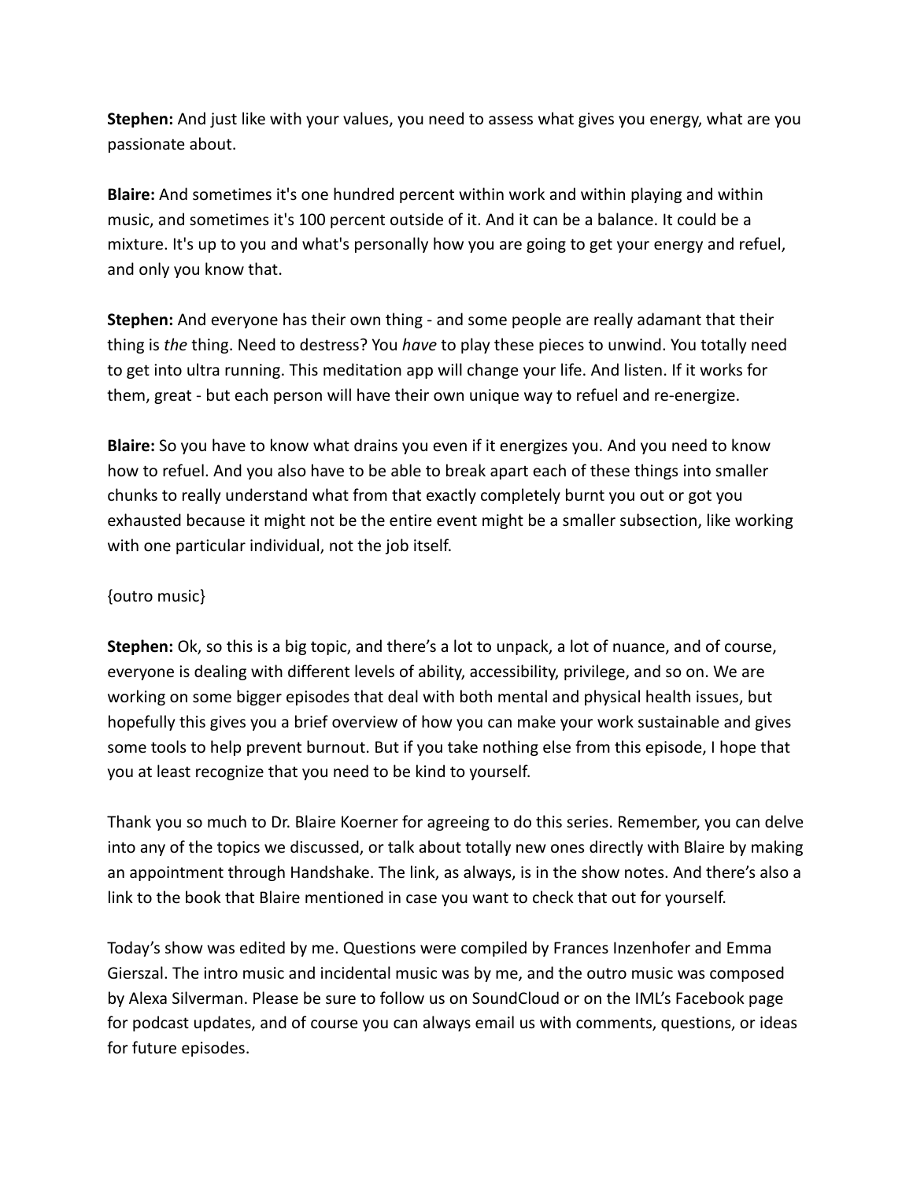**Stephen:** And just like with your values, you need to assess what gives you energy, what are you passionate about.

**Blaire:** And sometimes it's one hundred percent within work and within playing and within music, and sometimes it's 100 percent outside of it. And it can be a balance. It could be a mixture. It's up to you and what's personally how you are going to get your energy and refuel, and only you know that.

**Stephen:** And everyone has their own thing - and some people are really adamant that their thing is *the* thing. Need to destress? You *have* to play these pieces to unwind. You totally need to get into ultra running. This meditation app will change your life. And listen. If it works for them, great - but each person will have their own unique way to refuel and re-energize.

**Blaire:** So you have to know what drains you even if it energizes you. And you need to know how to refuel. And you also have to be able to break apart each of these things into smaller chunks to really understand what from that exactly completely burnt you out or got you exhausted because it might not be the entire event might be a smaller subsection, like working with one particular individual, not the job itself.

{outro music}

**Stephen:** Ok, so this is a big topic, and there's a lot to unpack, a lot of nuance, and of course, everyone is dealing with different levels of ability, accessibility, privilege, and so on. We are working on some bigger episodes that deal with both mental and physical health issues, but hopefully this gives you a brief overview of how you can make your work sustainable and gives some tools to help prevent burnout. But if you take nothing else from this episode, I hope that you at least recognize that you need to be kind to yourself.

Thank you so much to Dr. Blaire Koerner for agreeing to do this series. Remember, you can delve into any of the topics we discussed, or talk about totally new ones directly with Blaire by making an appointment through Handshake. The link, as always, is in the show notes. And there's also a link to the book that Blaire mentioned in case you want to check that out for yourself.

Today's show was edited by me. Questions were compiled by Frances Inzenhofer and Emma Gierszal. The intro music and incidental music was by me, and the outro music was composed by Alexa Silverman. Please be sure to follow us on SoundCloud or on the IML's Facebook page for podcast updates, and of course you can always email us with comments, questions, or ideas for future episodes.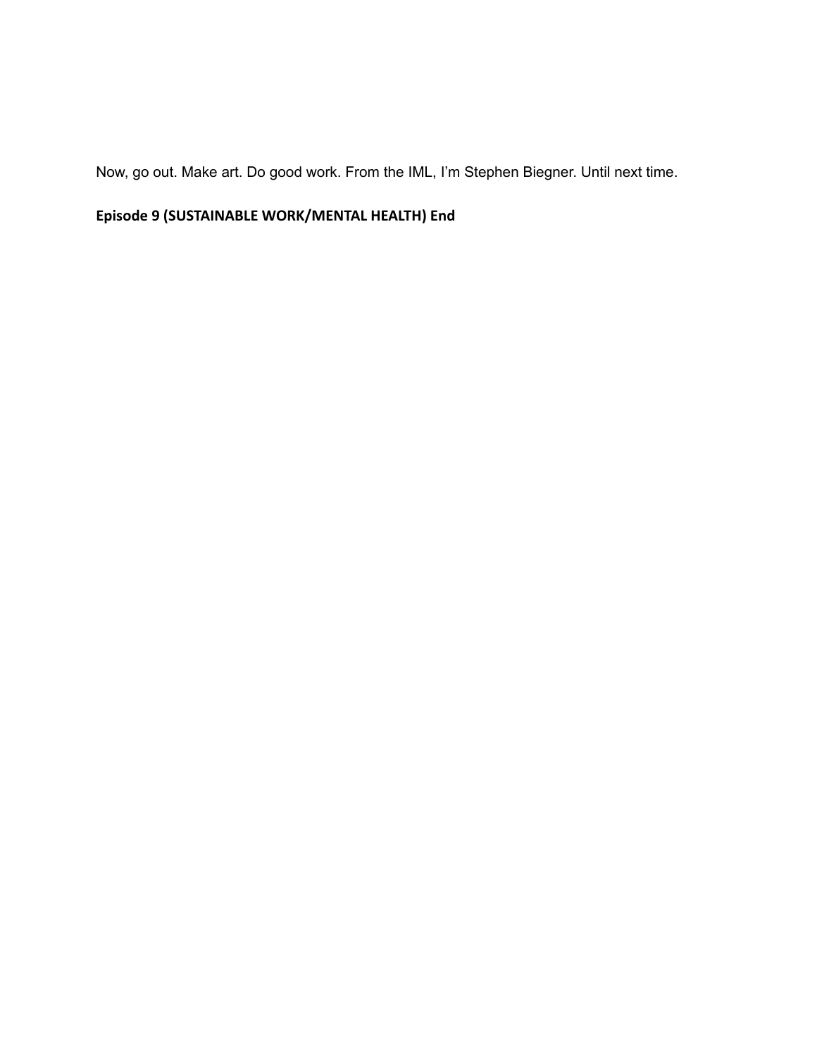Now, go out. Make art. Do good work. From the IML, I’m Stephen Biegner. Until next time.

**Episode 9 (SUSTAINABLE WORK/MENTAL HEALTH) End**